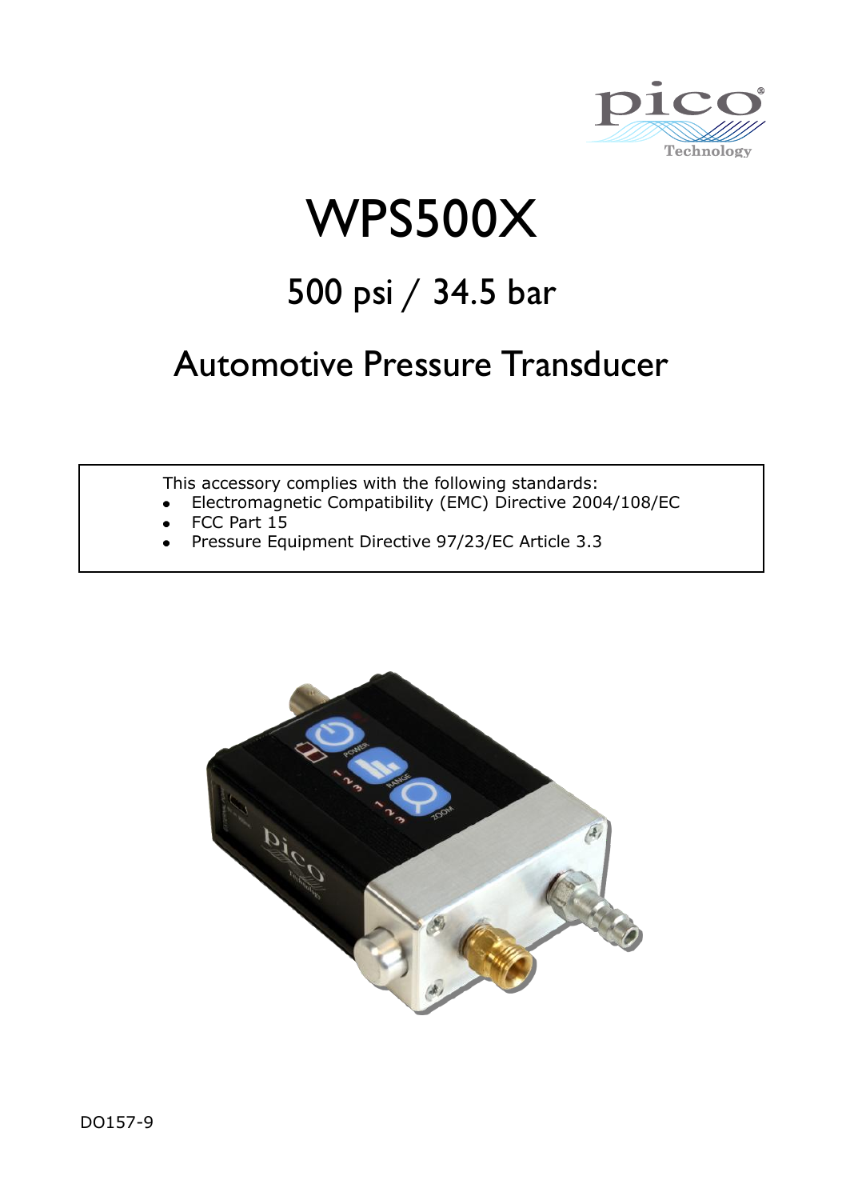# WPS500X

## 500 psi / 34.5 bar

## Automotive Pressure Transducer

This accessory complies with the following standards:

- Electromagnetic Compatibility (EMC) Directive 2004/108/EC
- FCC Part 15
- Pressure Equipment Directive 97/23/EC Article 3.3

DO157-9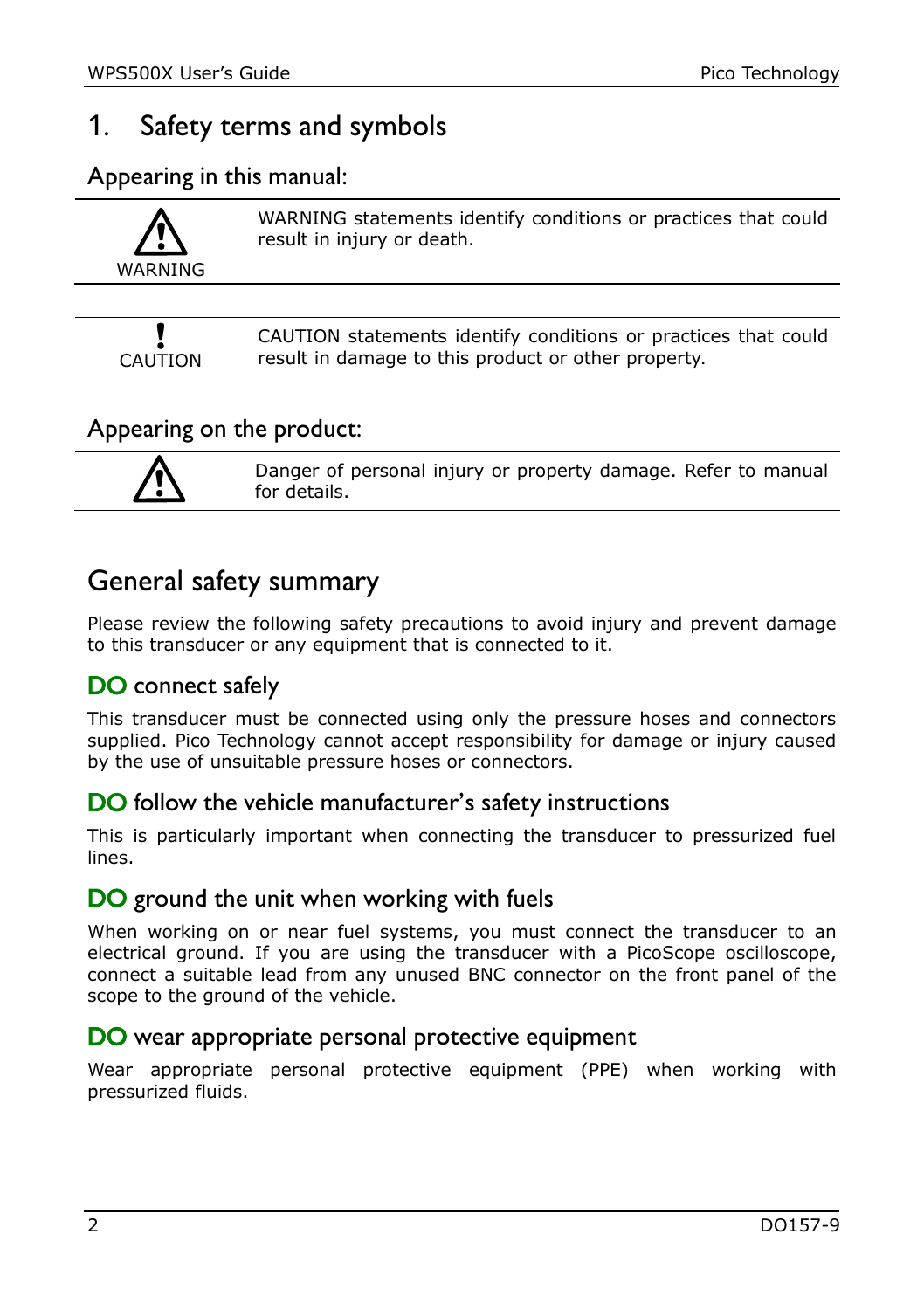# 1. Safety terms and symbols

## Appearing in this manual:

| | |
|---|---|
| ⚠ WARNING | WARNING statements identify conditions or practices that could result in injury or death. |

| | |
|---|---|
| ! CAUTION | CAUTION statements identify conditions or practices that could result in damage to this product or other property. |

## Appearing on the product:

| | |
|---|---|
| ⚠ | Danger of personal injury or property damage. Refer to manual for details. |

## General safety summary

Please review the following safety precautions to avoid injury and prevent damage to this transducer or any equipment that is connected to it.

### DO connect safely

This transducer must be connected using only the pressure hoses and connectors supplied. Pico Technology cannot accept responsibility for damage or injury caused by the use of unsuitable pressure hoses or connectors.

### DO follow the vehicle manufacturer's safety instructions

This is particularly important when connecting the transducer to pressurized fuel lines.

### DO ground the unit when working with fuels

When working on or near fuel systems, you must connect the transducer to an electrical ground. If you are using the transducer with a PicoScope oscilloscope, connect a suitable lead from any unused BNC connector on the front panel of the scope to the ground of the vehicle.

### DO wear appropriate personal protective equipment

Wear appropriate personal protective equipment (PPE) when working with pressurized fluids.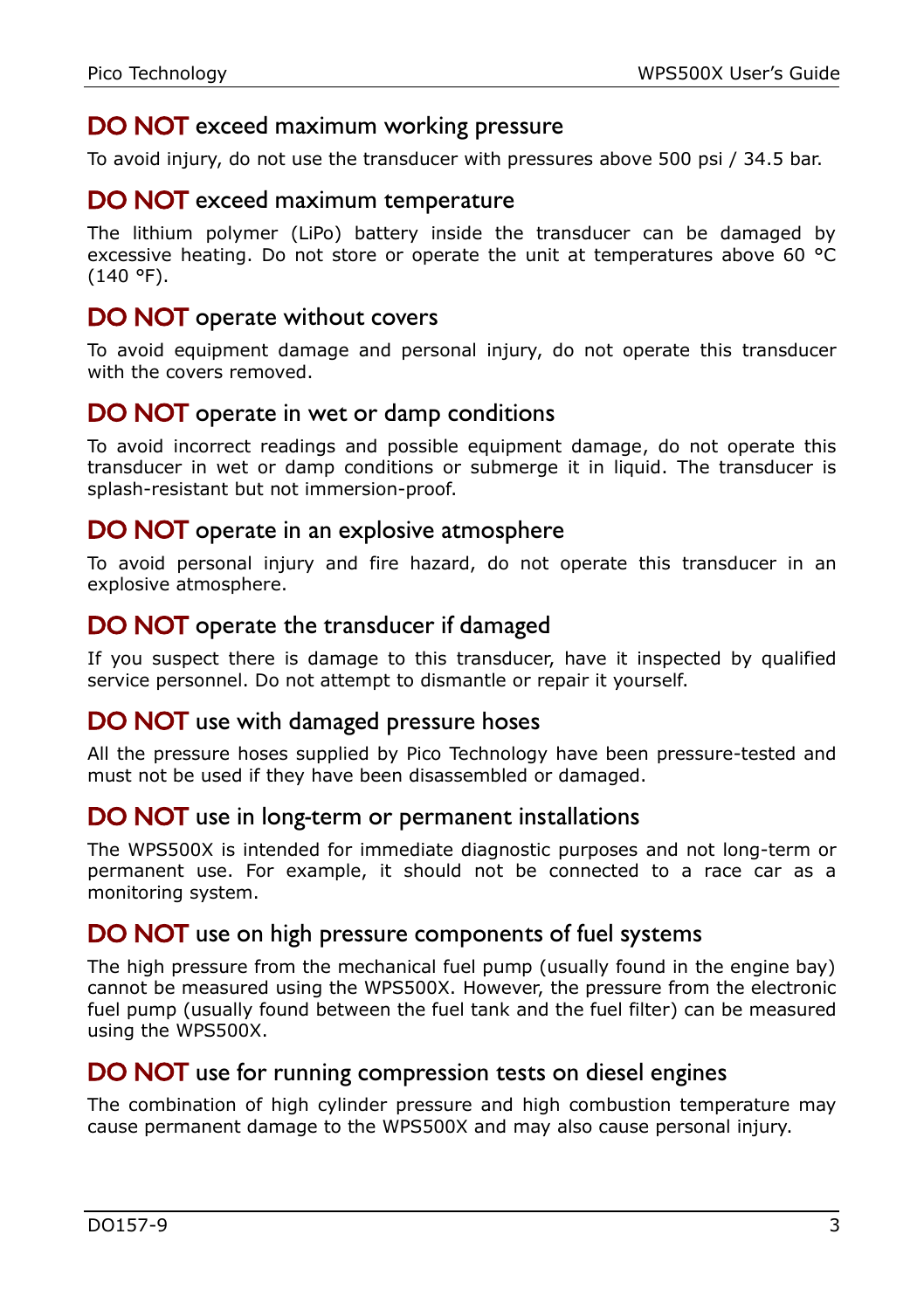## DO NOT exceed maximum working pressure

To avoid injury, do not use the transducer with pressures above 500 psi / 34.5 bar.

## DO NOT exceed maximum temperature

The lithium polymer (LiPo) battery inside the transducer can be damaged by excessive heating. Do not store or operate the unit at temperatures above 60 °C (140 °F).

## DO NOT operate without covers

To avoid equipment damage and personal injury, do not operate this transducer with the covers removed.

## DO NOT operate in wet or damp conditions

To avoid incorrect readings and possible equipment damage, do not operate this transducer in wet or damp conditions or submerge it in liquid. The transducer is splash-resistant but not immersion-proof.

## DO NOT operate in an explosive atmosphere

To avoid personal injury and fire hazard, do not operate this transducer in an explosive atmosphere.

## DO NOT operate the transducer if damaged

If you suspect there is damage to this transducer, have it inspected by qualified service personnel. Do not attempt to dismantle or repair it yourself.

## DO NOT use with damaged pressure hoses

All the pressure hoses supplied by Pico Technology have been pressure-tested and must not be used if they have been disassembled or damaged.

## DO NOT use in long-term or permanent installations

The WPS500X is intended for immediate diagnostic purposes and not long-term or permanent use. For example, it should not be connected to a race car as a monitoring system.

## DO NOT use on high pressure components of fuel systems

The high pressure from the mechanical fuel pump (usually found in the engine bay) cannot be measured using the WPS500X. However, the pressure from the electronic fuel pump (usually found between the fuel tank and the fuel filter) can be measured using the WPS500X.

## DO NOT use for running compression tests on diesel engines

The combination of high cylinder pressure and high combustion temperature may cause permanent damage to the WPS500X and may also cause personal injury.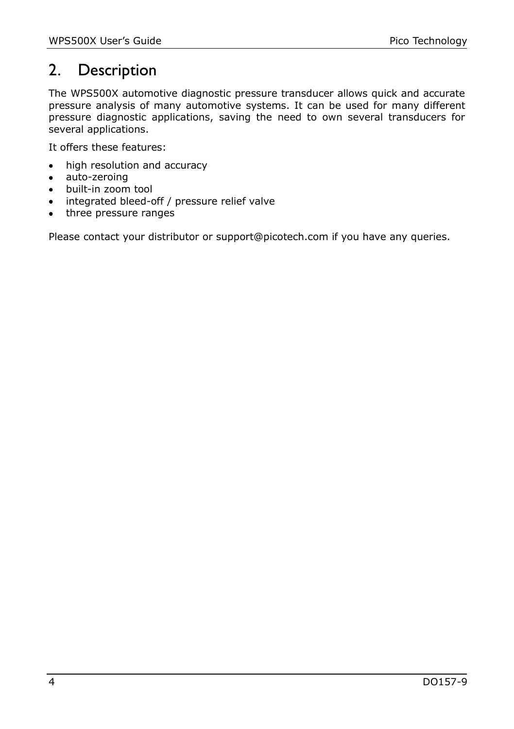## 2. Description

The WPS500X automotive diagnostic pressure transducer allows quick and accurate pressure analysis of many automotive systems. It can be used for many different pressure diagnostic applications, saving the need to own several transducers for several applications.

It offers these features:

- high resolution and accuracy
- auto-zeroing
- built-in zoom tool
- integrated bleed-off / pressure relief valve
- three pressure ranges

Please contact your distributor or support@picotech.com if you have any queries.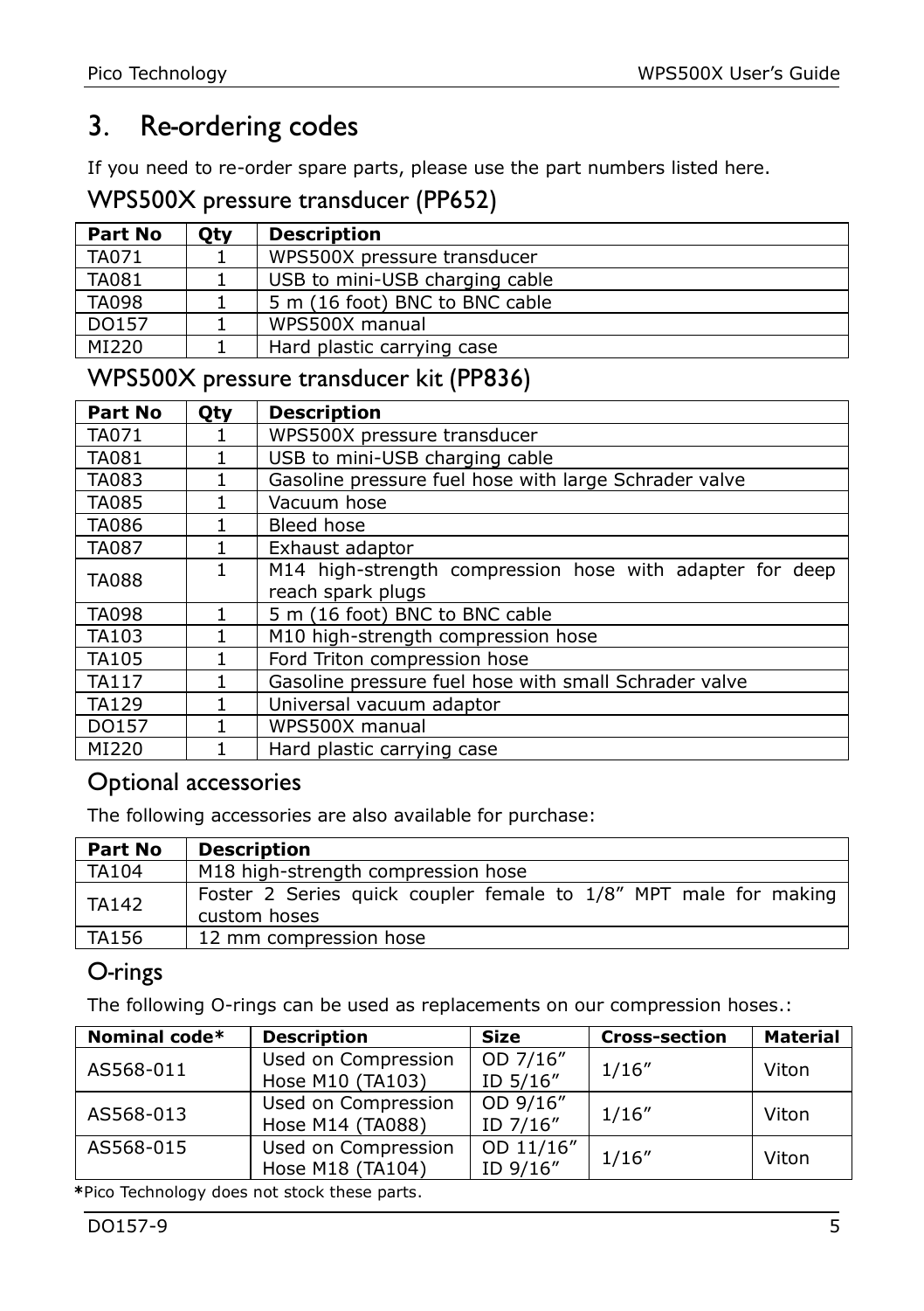# 3. Re-ordering codes

If you need to re-order spare parts, please use the part numbers listed here.

## WPS500X pressure transducer (PP652)

| Part No | Qty | Description |
|---|---|---|
| TA071 | 1 | WPS500X pressure transducer |
| TA081 | 1 | USB to mini-USB charging cable |
| TA098 | 1 | 5 m (16 foot) BNC to BNC cable |
| DO157 | 1 | WPS500X manual |
| MI220 | 1 | Hard plastic carrying case |

## WPS500X pressure transducer kit (PP836)

| Part No | Qty | Description |
|---|---|---|
| TA071 | 1 | WPS500X pressure transducer |
| TA081 | 1 | USB to mini-USB charging cable |
| TA083 | 1 | Gasoline pressure fuel hose with large Schrader valve |
| TA085 | 1 | Vacuum hose |
| TA086 | 1 | Bleed hose |
| TA087 | 1 | Exhaust adaptor |
| TA088 | 1 | M14 high-strength compression hose with adapter for deep reach spark plugs |
| TA098 | 1 | 5 m (16 foot) BNC to BNC cable |
| TA103 | 1 | M10 high-strength compression hose |
| TA105 | 1 | Ford Triton compression hose |
| TA117 | 1 | Gasoline pressure fuel hose with small Schrader valve |
| TA129 | 1 | Universal vacuum adaptor |
| DO157 | 1 | WPS500X manual |
| MI220 | 1 | Hard plastic carrying case |

## Optional accessories

The following accessories are also available for purchase:

| Part No | Description |
|---|---|
| TA104 | M18 high-strength compression hose |
| TA142 | Foster 2 Series quick coupler female to 1/8” MPT male for making custom hoses |
| TA156 | 12 mm compression hose |

## O-rings

The following O-rings can be used as replacements on our compression hoses.:

| Nominal code* | Description | Size | Cross-section | Material |
|---|---|---|---|---|
| AS568-011 | Used on Compression Hose M10 (TA103) | OD 7/16” ID 5/16” | 1/16” | Viton |
| AS568-013 | Used on Compression Hose M14 (TA088) | OD 9/16” ID 7/16” | 1/16” | Viton |
| AS568-015 | Used on Compression Hose M18 (TA104) | OD 11/16” ID 9/16” | 1/16” | Viton |

**\***Pico Technology does not stock these parts.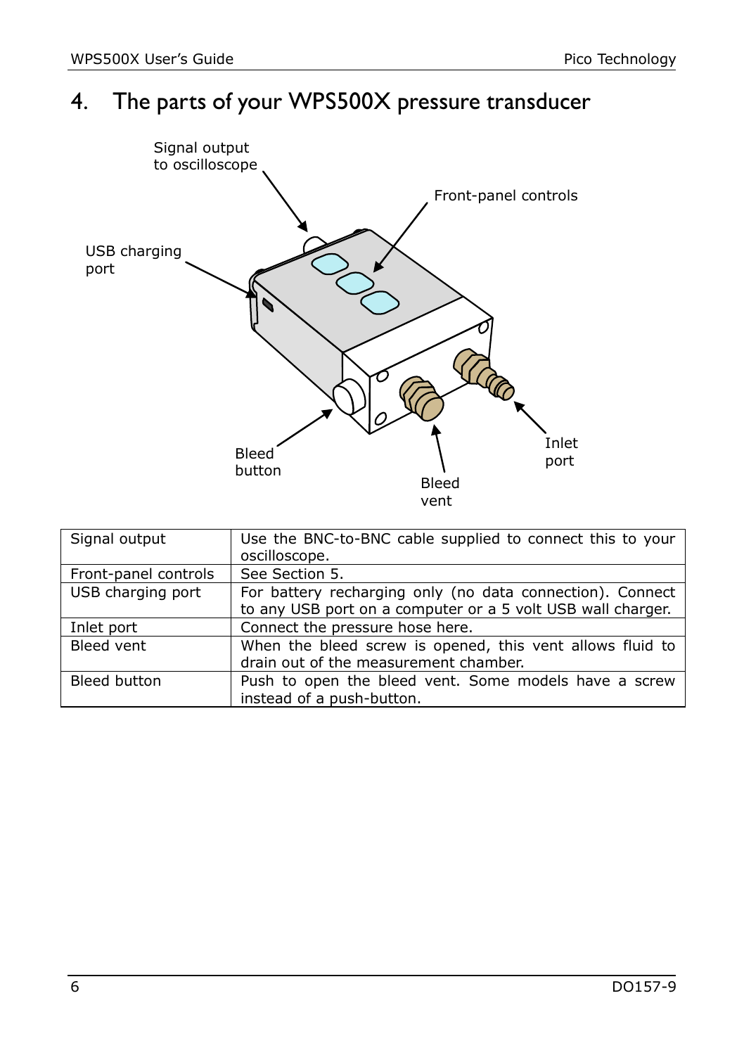# 4. The parts of your WPS500X pressure transducer

| Signal output | Use the BNC-to-BNC cable supplied to connect this to your oscilloscope. |
|---|---|
| Front-panel controls | See Section 5. |
| USB charging port | For battery recharging only (no data connection). Connect to any USB port on a computer or a 5 volt USB wall charger. |
| Inlet port | Connect the pressure hose here. |
| Bleed vent | When the bleed screw is opened, this vent allows fluid to drain out of the measurement chamber. |
| Bleed button | Push to open the bleed vent. Some models have a screw instead of a push-button. |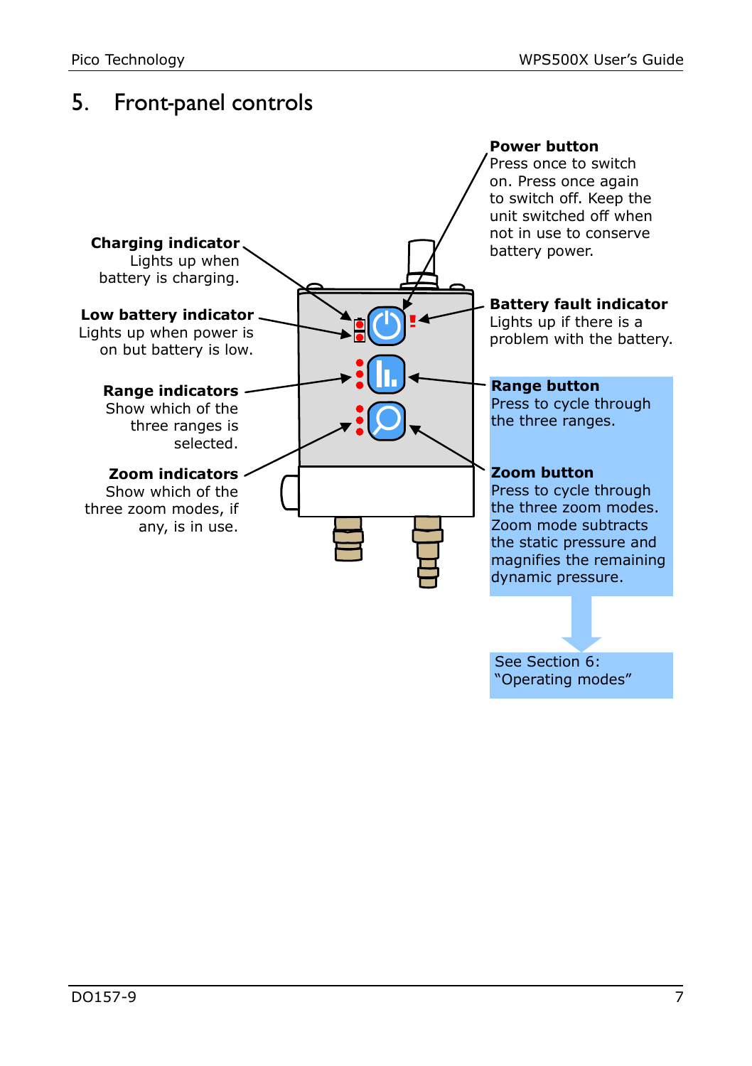# 5. Front-panel controls

**Charging indicator**
Lights up when battery is charging.

**Low battery indicator**
Lights up when power is on but battery is low.

**Range indicators**
Show which of the three ranges is selected.

**Zoom indicators**
Show which of the three zoom modes, if any, is in use.

**Power button**
Press once to switch on. Press once again to switch off. Keep the unit switched off when not in use to conserve battery power.

**Battery fault indicator**
Lights up if there is a problem with the battery.

**Range button**
Press to cycle through the three ranges.

**Zoom button**
Press to cycle through the three zoom modes. Zoom mode subtracts the static pressure and magnifies the remaining dynamic pressure.

See Section 6: "Operating modes"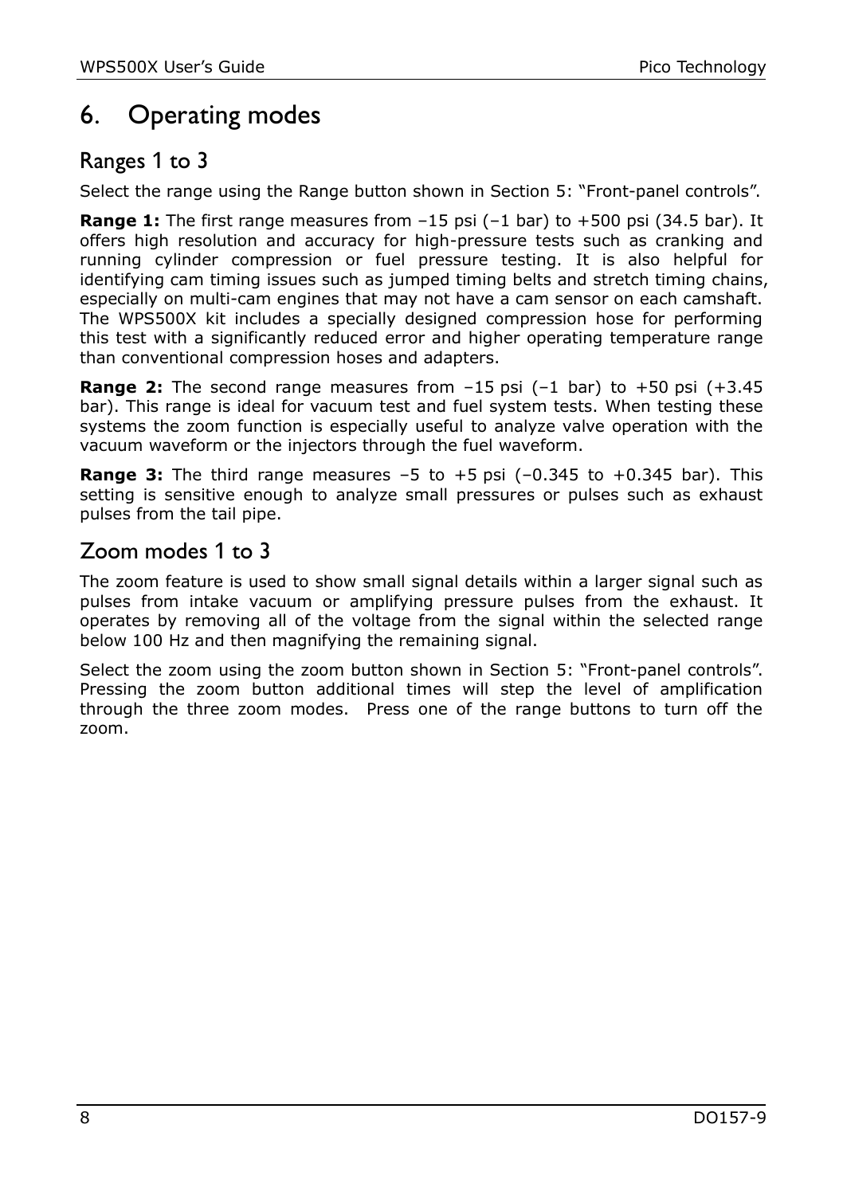# 6. Operating modes

## Ranges 1 to 3

Select the range using the Range button shown in Section 5: “Front-panel controls”.

**Range 1:** The first range measures from –15 psi (–1 bar) to +500 psi (34.5 bar). It offers high resolution and accuracy for high-pressure tests such as cranking and running cylinder compression or fuel pressure testing. It is also helpful for identifying cam timing issues such as jumped timing belts and stretch timing chains, especially on multi-cam engines that may not have a cam sensor on each camshaft. The WPS500X kit includes a specially designed compression hose for performing this test with a significantly reduced error and higher operating temperature range than conventional compression hoses and adapters.

**Range 2:** The second range measures from –15 psi (–1 bar) to +50 psi (+3.45 bar). This range is ideal for vacuum test and fuel system tests. When testing these systems the zoom function is especially useful to analyze valve operation with the vacuum waveform or the injectors through the fuel waveform.

**Range 3:** The third range measures –5 to +5 psi (–0.345 to +0.345 bar). This setting is sensitive enough to analyze small pressures or pulses such as exhaust pulses from the tail pipe.

## Zoom modes 1 to 3

The zoom feature is used to show small signal details within a larger signal such as pulses from intake vacuum or amplifying pressure pulses from the exhaust. It operates by removing all of the voltage from the signal within the selected range below 100 Hz and then magnifying the remaining signal.

Select the zoom using the zoom button shown in Section 5: “Front-panel controls”. Pressing the zoom button additional times will step the level of amplification through the three zoom modes. Press one of the range buttons to turn off the zoom.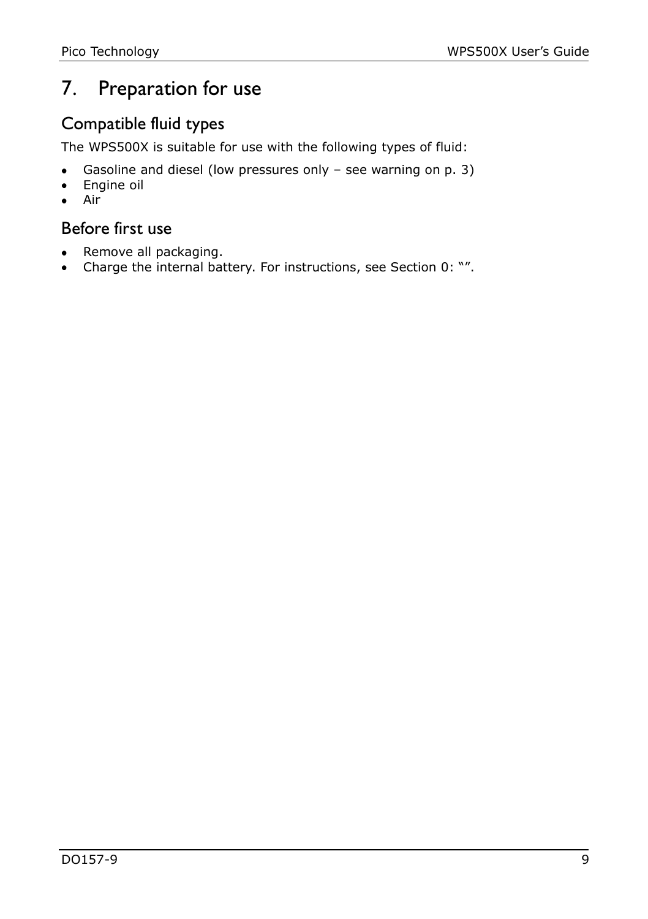# 7. Preparation for use

## Compatible fluid types

The WPS500X is suitable for use with the following types of fluid:

- Gasoline and diesel (low pressures only – see warning on p. 3)
- Engine oil
- Air

## Before first use

- Remove all packaging.
- Charge the internal battery. For instructions, see Section 0: “”.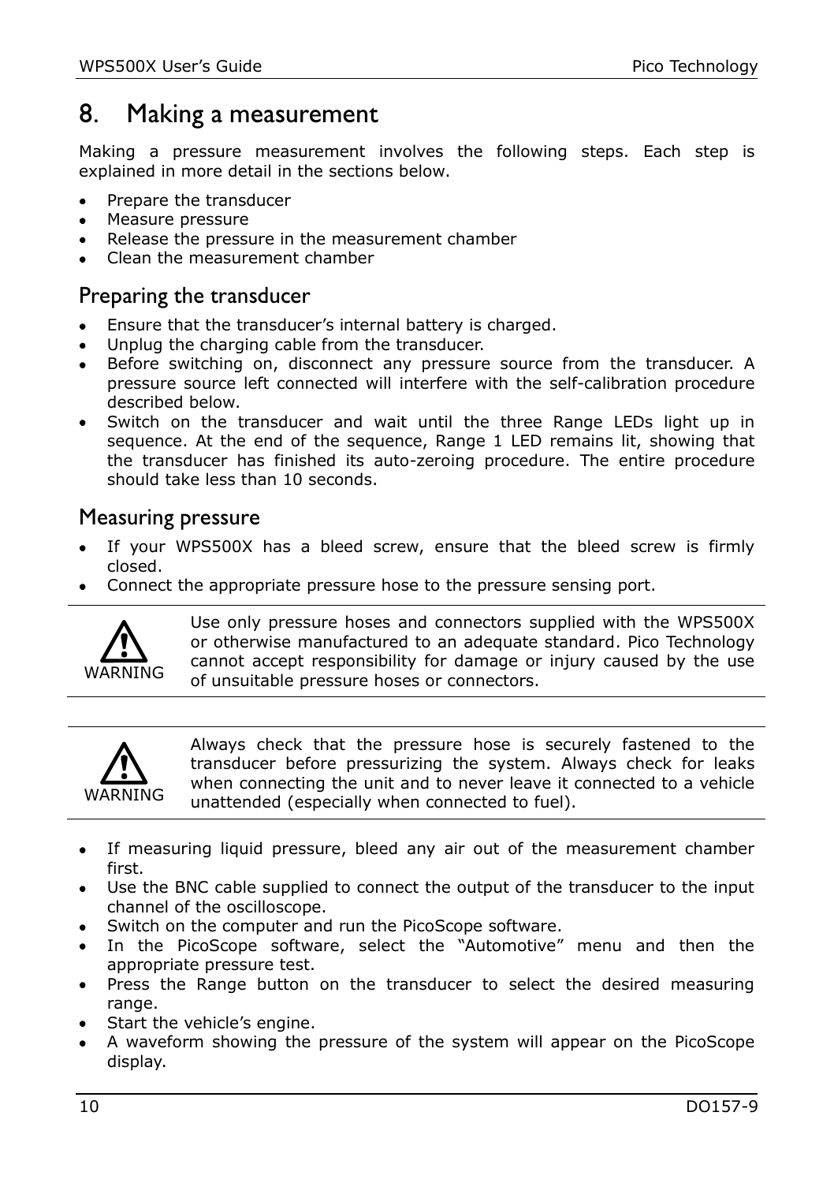# 8. Making a measurement

Making a pressure measurement involves the following steps. Each step is explained in more detail in the sections below.

- Prepare the transducer
- Measure pressure
- Release the pressure in the measurement chamber
- Clean the measurement chamber

## Preparing the transducer

- Ensure that the transducer's internal battery is charged.
- Unplug the charging cable from the transducer.
- Before switching on, disconnect any pressure source from the transducer. A pressure source left connected will interfere with the self-calibration procedure described below.
- Switch on the transducer and wait until the three Range LEDs light up in sequence. At the end of the sequence, Range 1 LED remains lit, showing that the transducer has finished its auto-zeroing procedure. The entire procedure should take less than 10 seconds.

## Measuring pressure

- If your WPS500X has a bleed screw, ensure that the bleed screw is firmly closed.
- Connect the appropriate pressure hose to the pressure sensing port.

| WARNING | Use only pressure hoses and connectors supplied with the WPS500X or otherwise manufactured to an adequate standard. Pico Technology cannot accept responsibility for damage or injury caused by the use of unsuitable pressure hoses or connectors. |
|---|---|

| WARNING | Always check that the pressure hose is securely fastened to the transducer before pressurizing the system. Always check for leaks when connecting the unit and to never leave it connected to a vehicle unattended (especially when connected to fuel). |
|---|---|

- If measuring liquid pressure, bleed any air out of the measurement chamber first.
- Use the BNC cable supplied to connect the output of the transducer to the input channel of the oscilloscope.
- Switch on the computer and run the PicoScope software.
- In the PicoScope software, select the "Automotive" menu and then the appropriate pressure test.
- Press the Range button on the transducer to select the desired measuring range.
- Start the vehicle's engine.
- A waveform showing the pressure of the system will appear on the PicoScope display.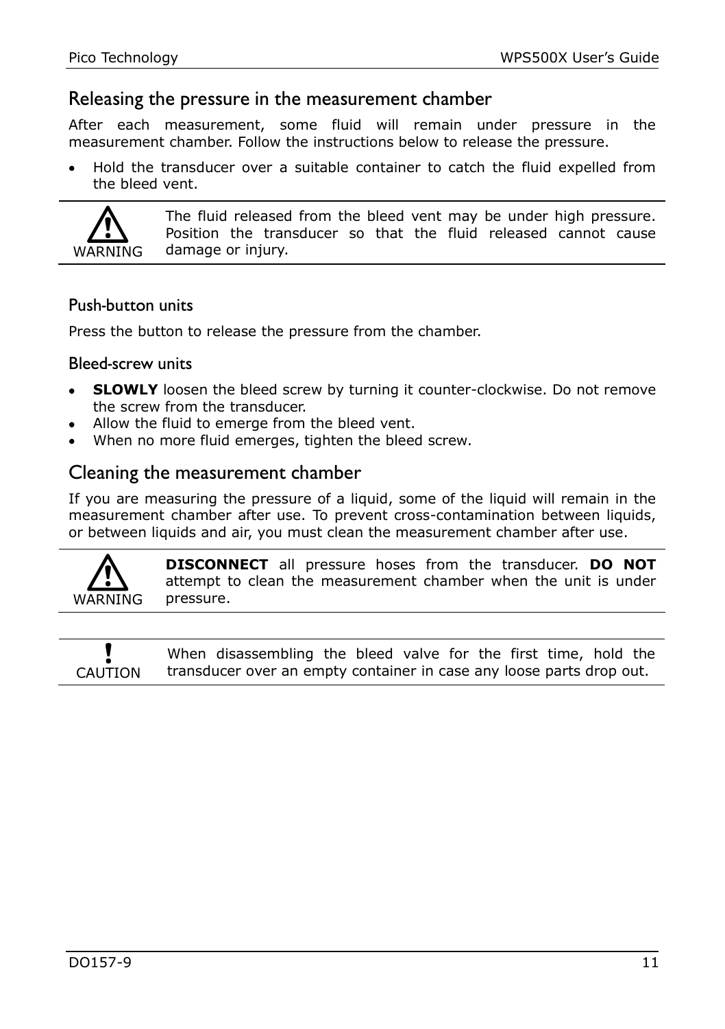## Releasing the pressure in the measurement chamber

After each measurement, some fluid will remain under pressure in the measurement chamber. Follow the instructions below to release the pressure.

- Hold the transducer over a suitable container to catch the fluid expelled from the bleed vent.

| WARNING | The fluid released from the bleed vent may be under high pressure. Position the transducer so that the fluid released cannot cause damage or injury. |
| --- | --- |

### Push-button units

Press the button to release the pressure from the chamber.

### Bleed-screw units

- **SLOWLY** loosen the bleed screw by turning it counter-clockwise. Do not remove the screw from the transducer.
- Allow the fluid to emerge from the bleed vent.
- When no more fluid emerges, tighten the bleed screw.

## Cleaning the measurement chamber

If you are measuring the pressure of a liquid, some of the liquid will remain in the measurement chamber after use. To prevent cross-contamination between liquids, or between liquids and air, you must clean the measurement chamber after use.

| WARNING | **DISCONNECT** all pressure hoses from the transducer. **DO NOT** attempt to clean the measurement chamber when the unit is under pressure. |
| --- | --- |

| CAUTION | When disassembling the bleed valve for the first time, hold the transducer over an empty container in case any loose parts drop out. |
| --- | --- |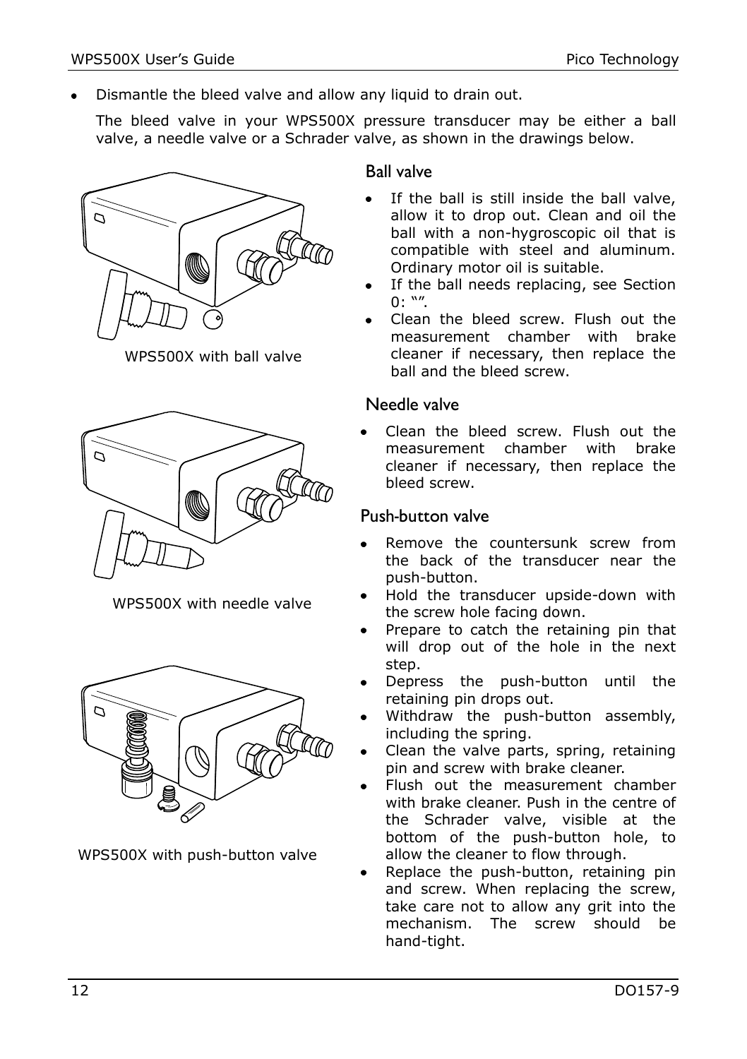- Dismantle the bleed valve and allow any liquid to drain out.

  The bleed valve in your WPS500X pressure transducer may be either a ball valve, a needle valve or a Schrader valve, as shown in the drawings below.

WPS500X with ball valve

### Ball valve

- If the ball is still inside the ball valve, allow it to drop out. Clean and oil the ball with a non-hygroscopic oil that is compatible with steel and aluminum. Ordinary motor oil is suitable.
- If the ball needs replacing, see Section 0: “”.
- Clean the bleed screw. Flush out the measurement chamber with brake cleaner if necessary, then replace the ball and the bleed screw.

WPS500X with needle valve

### Needle valve

- Clean the bleed screw. Flush out the measurement chamber with brake cleaner if necessary, then replace the bleed screw.

WPS500X with push-button valve

### Push-button valve

- Remove the countersunk screw from the back of the transducer near the push-button.
- Hold the transducer upside-down with the screw hole facing down.
- Prepare to catch the retaining pin that will drop out of the hole in the next step.
- Depress the push-button until the retaining pin drops out.
- Withdraw the push-button assembly, including the spring.
- Clean the valve parts, spring, retaining pin and screw with brake cleaner.
- Flush out the measurement chamber with brake cleaner. Push in the centre of the Schrader valve, visible at the bottom of the push-button hole, to allow the cleaner to flow through.
- Replace the push-button, retaining pin and screw. When replacing the screw, take care not to allow any grit into the mechanism. The screw should be hand-tight.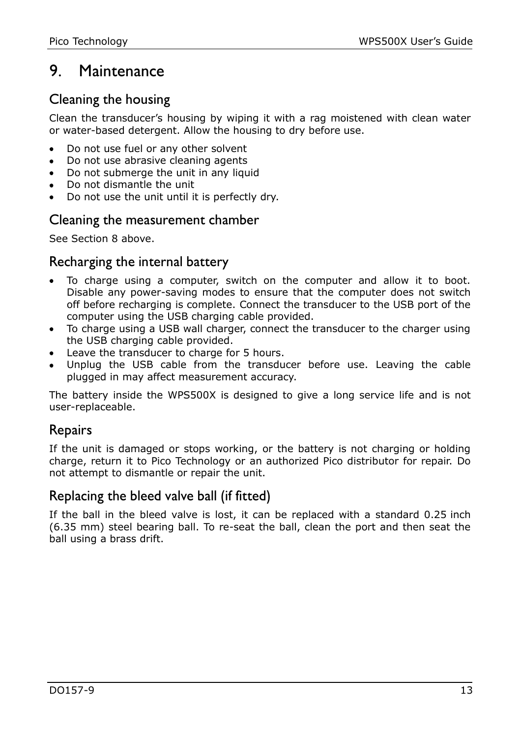# 9. Maintenance

## Cleaning the housing

Clean the transducer's housing by wiping it with a rag moistened with clean water or water-based detergent. Allow the housing to dry before use.

- Do not use fuel or any other solvent
- Do not use abrasive cleaning agents
- Do not submerge the unit in any liquid
- Do not dismantle the unit
- Do not use the unit until it is perfectly dry.

## Cleaning the measurement chamber

See Section 8 above.

## Recharging the internal battery

- To charge using a computer, switch on the computer and allow it to boot. Disable any power-saving modes to ensure that the computer does not switch off before recharging is complete. Connect the transducer to the USB port of the computer using the USB charging cable provided.
- To charge using a USB wall charger, connect the transducer to the charger using the USB charging cable provided.
- Leave the transducer to charge for 5 hours.
- Unplug the USB cable from the transducer before use. Leaving the cable plugged in may affect measurement accuracy.

The battery inside the WPS500X is designed to give a long service life and is not user-replaceable.

## Repairs

If the unit is damaged or stops working, or the battery is not charging or holding charge, return it to Pico Technology or an authorized Pico distributor for repair. Do not attempt to dismantle or repair the unit.

## Replacing the bleed valve ball (if fitted)

If the ball in the bleed valve is lost, it can be replaced with a standard 0.25 inch (6.35 mm) steel bearing ball. To re-seat the ball, clean the port and then seat the ball using a brass drift.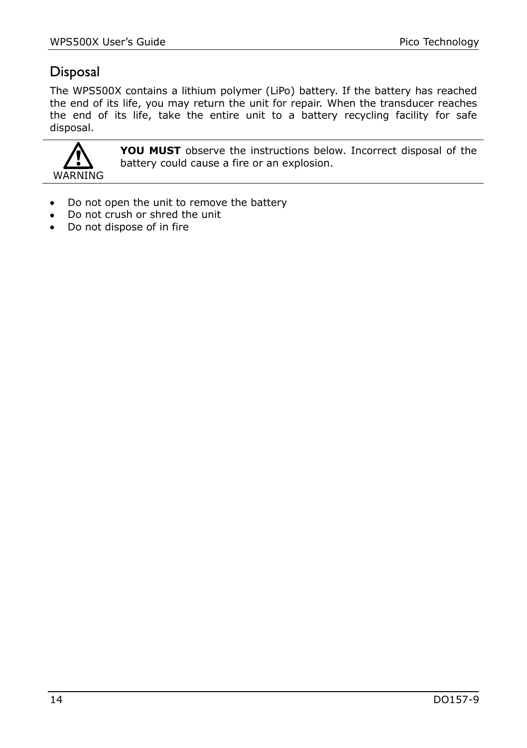## Disposal

The WPS500X contains a lithium polymer (LiPo) battery. If the battery has reached the end of its life, you may return the unit for repair. When the transducer reaches the end of its life, take the entire unit to a battery recycling facility for safe disposal.

WARNING

**YOU MUST** observe the instructions below. Incorrect disposal of the battery could cause a fire or an explosion.

- Do not open the unit to remove the battery
- Do not crush or shred the unit
- Do not dispose of in fire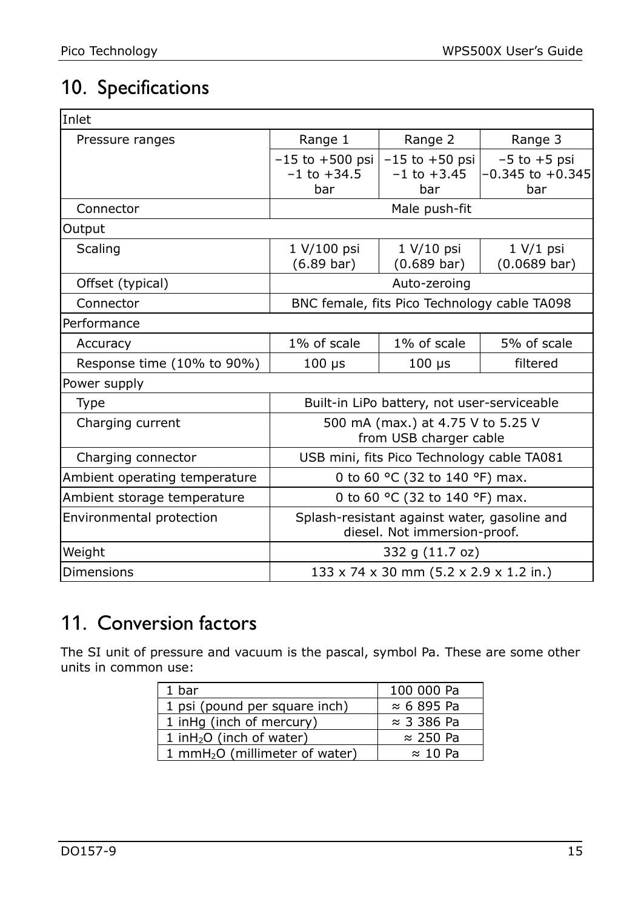# 10. Specifications

| Inlet | | | |
|---|---|---|---|
| Pressure ranges | Range 1 | Range 2 | Range 3 |
| | −15 to +500 psi<br>−1 to +34.5 bar | −15 to +50 psi<br>−1 to +3.45 bar | −5 to +5 psi<br>−0.345 to +0.345 bar |
| Connector | Male push-fit | | |
| **Output** | | | |
| Scaling | 1 V/100 psi<br>(6.89 bar) | 1 V/10 psi<br>(0.689 bar) | 1 V/1 psi<br>(0.0689 bar) |
| Offset (typical) | Auto-zeroing | | |
| Connector | BNC female, fits Pico Technology cable TA098 | | |
| **Performance** | | | |
| Accuracy | 1% of scale | 1% of scale | 5% of scale |
| Response time (10% to 90%) | 100 µs | 100 µs | filtered |
| **Power supply** | | | |
| Type | Built-in LiPo battery, not user-serviceable | | |
| Charging current | 500 mA (max.) at 4.75 V to 5.25 V from USB charger cable | | |
| Charging connector | USB mini, fits Pico Technology cable TA081 | | |
| Ambient operating temperature | 0 to 60 °C (32 to 140 °F) max. | | |
| Ambient storage temperature | 0 to 60 °C (32 to 140 °F) max. | | |
| Environmental protection | Splash-resistant against water, gasoline and diesel. Not immersion-proof. | | |
| Weight | 332 g (11.7 oz) | | |
| Dimensions | 133 x 74 x 30 mm (5.2 x 2.9 x 1.2 in.) | | |

# 11. Conversion factors

The SI unit of pressure and vacuum is the pascal, symbol Pa. These are some other units in common use:

| Unit | Value |
|---|---|
| 1 bar | 100 000 Pa |
| 1 psi (pound per square inch) | ≈ 6 895 Pa |
| 1 inHg (inch of mercury) | ≈ 3 386 Pa |
| 1 in$H_2O$ (inch of water) | ≈ 250 Pa |
| 1 mm$H_2O$ (millimeter of water) | ≈ 10 Pa |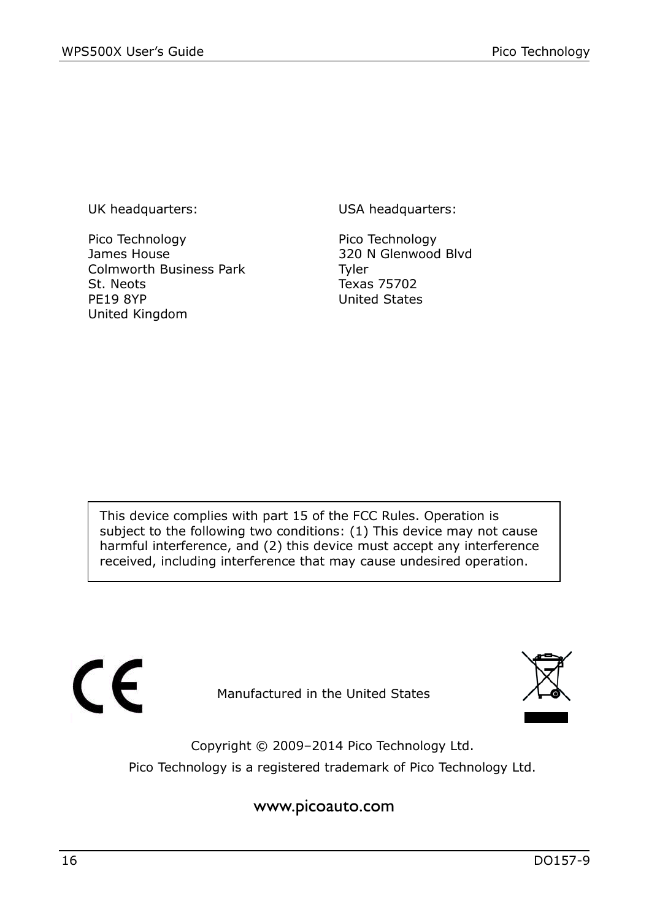UK headquarters:

Pico Technology
James House
Colmworth Business Park
St. Neots
PE19 8YP
United Kingdom

USA headquarters:

Pico Technology
320 N Glenwood Blvd
Tyler
Texas 75702
United States

This device complies with part 15 of the FCC Rules. Operation is subject to the following two conditions: (1) This device may not cause harmful interference, and (2) this device must accept any interference received, including interference that may cause undesired operation.

Manufactured in the United States

Copyright © 2009–2014 Pico Technology Ltd.

Pico Technology is a registered trademark of Pico Technology Ltd.

www.picoauto.com

DO157-9